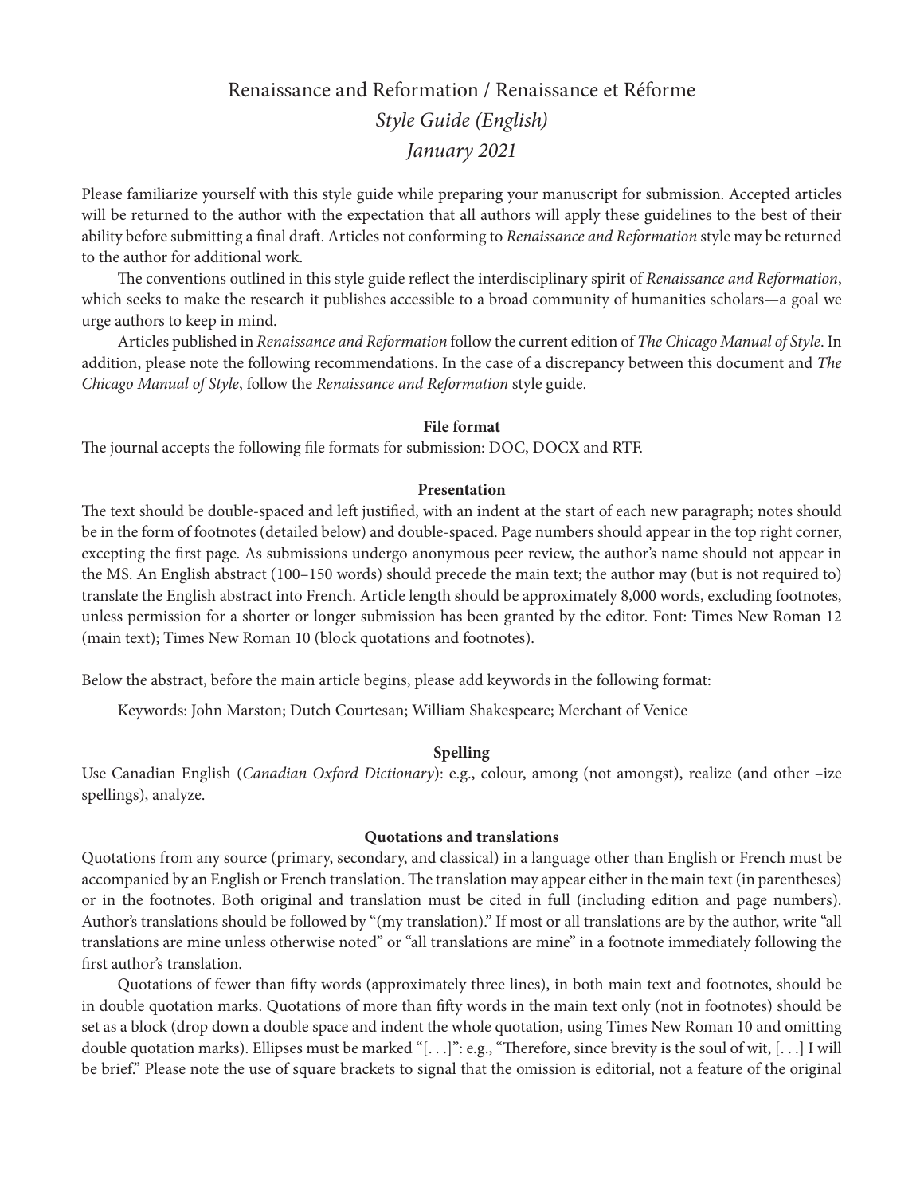# Renaissance and Reformation / Renaissance et Réforme

*Style Guide (English)*

*January 2021*

Please familiarize yourself with this style guide while preparing your manuscript for submission. Accepted articles will be returned to the author with the expectation that all authors will apply these guidelines to the best of their ability before submitting a final draft. Articles not conforming to *Renaissance and Reformation* style may be returned to the author for additional work.

The conventions outlined in this style guide reflect the interdisciplinary spirit of *Renaissance and Reformation*, which seeks to make the research it publishes accessible to a broad community of humanities scholars—a goal we urge authors to keep in mind.

Articles published in *Renaissance and Reformation* follow the current edition of *The Chicago Manual of Style*. In addition, please note the following recommendations. In the case of a discrepancy between this document and *The Chicago Manual of Style*, follow the *Renaissance and Reformation* style guide.

**File format**

The journal accepts the following file formats for submission: DOC, DOCX and RTF.

**Presentation**

The text should be double-spaced and left justified, with an indent at the start of each new paragraph; notes should be in the form of footnotes (detailed below) and double-spaced. Page numbers should appear in the top right corner, excepting the first page. As submissions undergo anonymous peer review, the author's name should not appear in the MS. An English abstract (100–150 words) should precede the main text; the author may (but is not required to) translate the English abstract into French. Article length should be approximately 8,000 words, excluding footnotes, unless permission for a shorter or longer submission has been granted by the editor. Font: Times New Roman 12 (main text); Times New Roman 10 (block quotations and footnotes).

Below the abstract, before the main article begins, please add keywords in the following format:

Keywords: John Marston; Dutch Courtesan; William Shakespeare; Merchant of Venice

**Spelling**

Use Canadian English (*Canadian Oxford Dictionary*): e.g., colour, among (not amongst), realize (and other –ize spellings), analyze.

**Quotations and translations**

Quotations from any source (primary, secondary, and classical) in a language other than English or French must be accompanied by an English or French translation. The translation may appear either in the main text (in parentheses) or in the footnotes. Both original and translation must be cited in full (including edition and page numbers). Author's translations should be followed by "(my translation)." If most or all translations are by the author, write "all translations are mine unless otherwise noted" or "all translations are mine" in a footnote immediately following the first author's translation.

Quotations of fewer than fifty words (approximately three lines), in both main text and footnotes, should be in double quotation marks. Quotations of more than fifty words in the main text only (not in footnotes) should be set as a block (drop down a double space and indent the whole quotation, using Times New Roman 10 and omitting double quotation marks). Ellipses must be marked "[. . .]": e.g., "Therefore, since brevity is the soul of wit, [. . .] I will be brief." Please note the use of square brackets to signal that the omission is editorial, not a feature of the original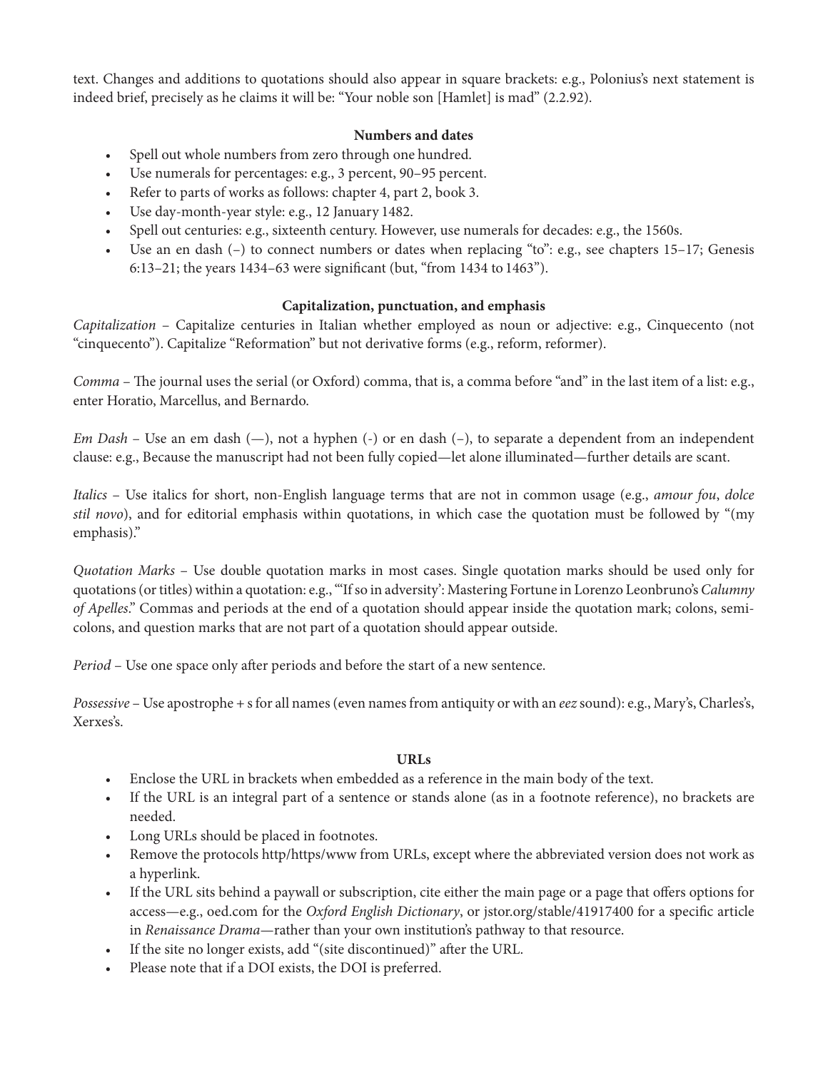text. Changes and additions to quotations should also appear in square brackets: e.g., Polonius's next statement is indeed brief, precisely as he claims it will be: "Your noble son [Hamlet] is mad" (2.2.92).

### Numbers and dates

- Spell out whole numbers from zero through one hundred.
- Use numerals for percentages: e.g., 3 percent, 90–95 percent.
- Refer to parts of works as follows: chapter 4, part 2, book 3.
- Use day-month-year style: e.g., 12 January 1482.
- Spell out centuries: e.g., sixteenth century. However, use numerals for decades: e.g., the 1560s.
- Use an en dash (–) to connect numbers or dates when replacing "to": e.g., see chapters 15–17; Genesis 6:13–21; the years 1434–63 were significant (but, "from 1434 to 1463").

### Capitalization, punctuation, and emphasis

*Capitalization* – Capitalize centuries in Italian whether employed as noun or adjective: e.g., Cinquecento (not "cinquecento"). Capitalize "Reformation" but not derivative forms (e.g., reform, reformer).

*Comma* – The journal uses the serial (or Oxford) comma, that is, a comma before "and" in the last item of a list: e.g., enter Horatio, Marcellus, and Bernardo.

*Em Dash* – Use an em dash (—), not a hyphen (-) or en dash (–), to separate a dependent from an independent clause: e.g., Because the manuscript had not been fully copied—let alone illuminated—further details are scant.

*Italics* – Use italics for short, non-English language terms that are not in common usage (e.g., *amour fou*, *dolce stil novo*), and for editorial emphasis within quotations, in which case the quotation must be followed by "(my emphasis)."

*Quotation Marks* – Use double quotation marks in most cases. Single quotation marks should be used only for quotations (or titles) within a quotation: e.g., "'If so in adversity': Mastering Fortune in Lorenzo Leonbruno's *Calumny of Apelles*." Commas and periods at the end of a quotation should appear inside the quotation mark; colons, semicolons, and question marks that are not part of a quotation should appear outside.

*Period* – Use one space only after periods and before the start of a new sentence.

*Possessive* – Use apostrophe + s for all names (even names from antiquity or with an *eez* sound): e.g., Mary's, Charles's, Xerxes's.

### URLs

- Enclose the URL in brackets when embedded as a reference in the main body of the text.
- If the URL is an integral part of a sentence or stands alone (as in a footnote reference), no brackets are needed.
- Long URLs should be placed in footnotes.
- Remove the protocols http/https/www from URLs, except where the abbreviated version does not work as a hyperlink.
- If the URL sits behind a paywall or subscription, cite either the main page or a page that offers options for access—e.g., oed.com for the *Oxford English Dictionary*, or jstor.org/stable/41917400 for a specific article in *Renaissance Drama*—rather than your own institution's pathway to that resource.
- If the site no longer exists, add "(site discontinued)" after the URL.
- Please note that if a DOI exists, the DOI is preferred.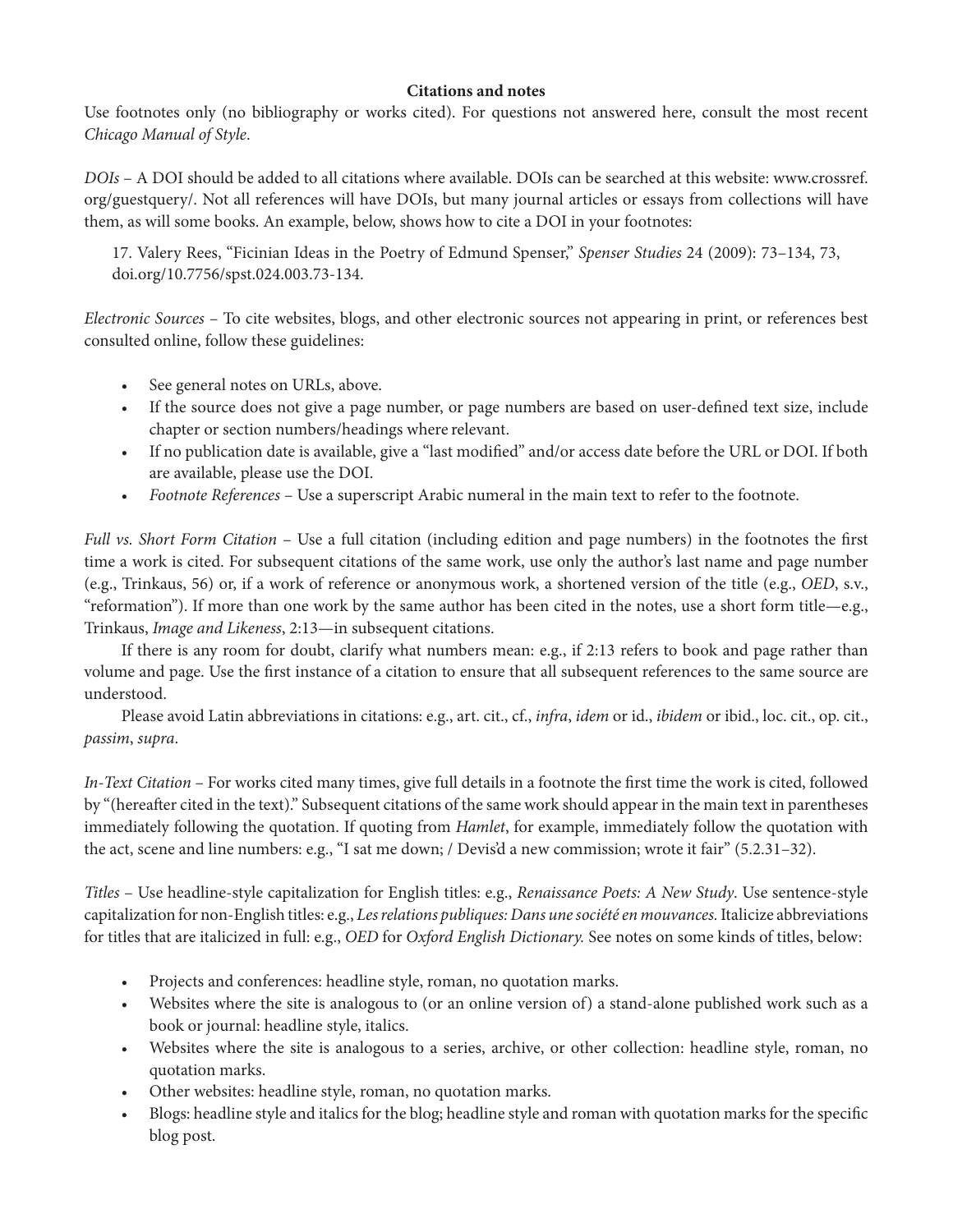**Citations and notes**

Use footnotes only (no bibliography or works cited). For questions not answered here, consult the most recent *Chicago Manual of Style*.

*DOIs* – A DOI should be added to all citations where available. DOIs can be searched at this website: www.crossref.org/guestquery/. Not all references will have DOIs, but many journal articles or essays from collections will have them, as will some books. An example, below, shows how to cite a DOI in your footnotes:

> 17. Valery Rees, "Ficinian Ideas in the Poetry of Edmund Spenser," *Spenser Studies* 24 (2009): 73–134, 73, doi.org/10.7756/spst.024.003.73-134.

*Electronic Sources* – To cite websites, blogs, and other electronic sources not appearing in print, or references best consulted online, follow these guidelines:

- See general notes on URLs, above.
- If the source does not give a page number, or page numbers are based on user-defined text size, include chapter or section numbers/headings where relevant.
- If no publication date is available, give a "last modified" and/or access date before the URL or DOI. If both are available, please use the DOI.
- *Footnote References* – Use a superscript Arabic numeral in the main text to refer to the footnote.

*Full vs. Short Form Citation* – Use a full citation (including edition and page numbers) in the footnotes the first time a work is cited. For subsequent citations of the same work, use only the author's last name and page number (e.g., Trinkaus, 56) or, if a work of reference or anonymous work, a shortened version of the title (e.g., *OED*, s.v., "reformation"). If more than one work by the same author has been cited in the notes, use a short form title—e.g., Trinkaus, *Image and Likeness*, 2:13—in subsequent citations.

If there is any room for doubt, clarify what numbers mean: e.g., if 2:13 refers to book and page rather than volume and page. Use the first instance of a citation to ensure that all subsequent references to the same source are understood.

Please avoid Latin abbreviations in citations: e.g., art. cit., cf., *infra*, *idem* or id., *ibidem* or ibid., loc. cit., op. cit., *passim*, *supra*.

*In-Text Citation* – For works cited many times, give full details in a footnote the first time the work is cited, followed by "(hereafter cited in the text)." Subsequent citations of the same work should appear in the main text in parentheses immediately following the quotation. If quoting from *Hamlet*, for example, immediately follow the quotation with the act, scene and line numbers: e.g., "I sat me down; / Devis'd a new commission; wrote it fair" (5.2.31–32).

*Titles* – Use headline-style capitalization for English titles: e.g., *Renaissance Poets: A New Study*. Use sentence-style capitalization for non-English titles: e.g., *Les relations publiques: Dans une société en mouvances.* Italicize abbreviations for titles that are italicized in full: e.g., *OED* for *Oxford English Dictionary.* See notes on some kinds of titles, below:

- Projects and conferences: headline style, roman, no quotation marks.
- Websites where the site is analogous to (or an online version of) a stand-alone published work such as a book or journal: headline style, italics.
- Websites where the site is analogous to a series, archive, or other collection: headline style, roman, no quotation marks.
- Other websites: headline style, roman, no quotation marks.
- Blogs: headline style and italics for the blog; headline style and roman with quotation marks for the specific blog post.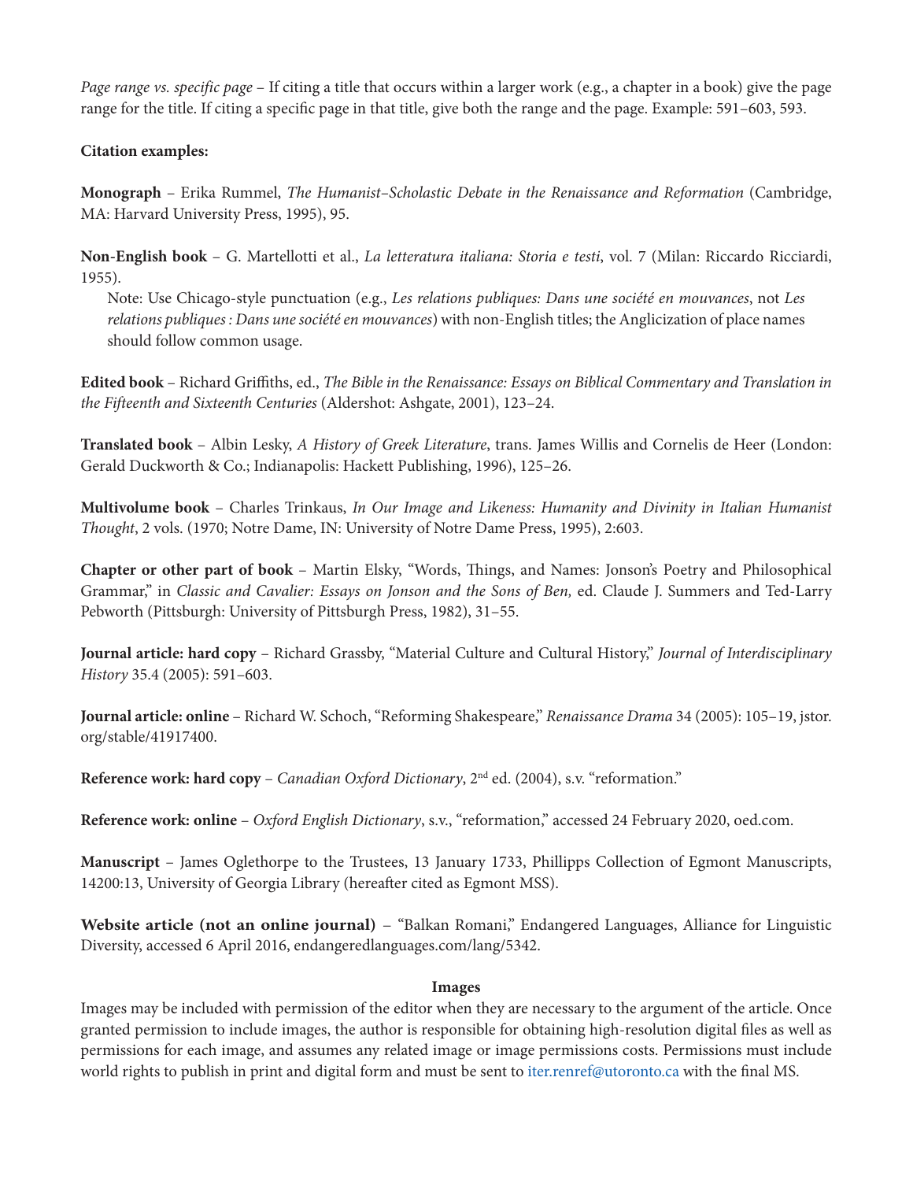*Page range vs. specific page* – If citing a title that occurs within a larger work (e.g., a chapter in a book) give the page range for the title. If citing a specific page in that title, give both the range and the page. Example: 591–603, 593.

**Citation examples:**

**Monograph** – Erika Rummel, *The Humanist–Scholastic Debate in the Renaissance and Reformation* (Cambridge, MA: Harvard University Press, 1995), 95.

**Non-English book** – G. Martellotti et al., *La letteratura italiana: Storia e testi*, vol. 7 (Milan: Riccardo Ricciardi, 1955).

Note: Use Chicago-style punctuation (e.g., *Les relations publiques: Dans une société en mouvances*, not *Les relations publiques : Dans une société en mouvances*) with non-English titles; the Anglicization of place names should follow common usage.

**Edited book** – Richard Griffiths, ed., *The Bible in the Renaissance: Essays on Biblical Commentary and Translation in the Fifteenth and Sixteenth Centuries* (Aldershot: Ashgate, 2001), 123–24.

**Translated book** – Albin Lesky, *A History of Greek Literature*, trans. James Willis and Cornelis de Heer (London: Gerald Duckworth & Co.; Indianapolis: Hackett Publishing, 1996), 125–26.

**Multivolume book** – Charles Trinkaus, *In Our Image and Likeness: Humanity and Divinity in Italian Humanist Thought*, 2 vols. (1970; Notre Dame, IN: University of Notre Dame Press, 1995), 2:603.

**Chapter or other part of book** – Martin Elsky, "Words, Things, and Names: Jonson's Poetry and Philosophical Grammar," in *Classic and Cavalier: Essays on Jonson and the Sons of Ben,* ed. Claude J. Summers and Ted-Larry Pebworth (Pittsburgh: University of Pittsburgh Press, 1982), 31–55.

**Journal article: hard copy** – Richard Grassby, "Material Culture and Cultural History," *Journal of Interdisciplinary History* 35.4 (2005): 591–603.

**Journal article: online** – Richard W. Schoch, "Reforming Shakespeare," *Renaissance Drama* 34 (2005): 105–19, jstor.org/stable/41917400.

**Reference work: hard copy** – *Canadian Oxford Dictionary*, 2nd ed. (2004), s.v. "reformation."

**Reference work: online** – *Oxford English Dictionary*, s.v., "reformation," accessed 24 February 2020, oed.com.

**Manuscript** – James Oglethorpe to the Trustees, 13 January 1733, Phillipps Collection of Egmont Manuscripts, 14200:13, University of Georgia Library (hereafter cited as Egmont MSS).

**Website article (not an online journal)** – "Balkan Romani," Endangered Languages, Alliance for Linguistic Diversity, accessed 6 April 2016, endangeredlanguages.com/lang/5342.

## Images

Images may be included with permission of the editor when they are necessary to the argument of the article. Once granted permission to include images, the author is responsible for obtaining high-resolution digital files as well as permissions for each image, and assumes any related image or image permissions costs. Permissions must include world rights to publish in print and digital form and must be sent to iter.renref@utoronto.ca with the final MS.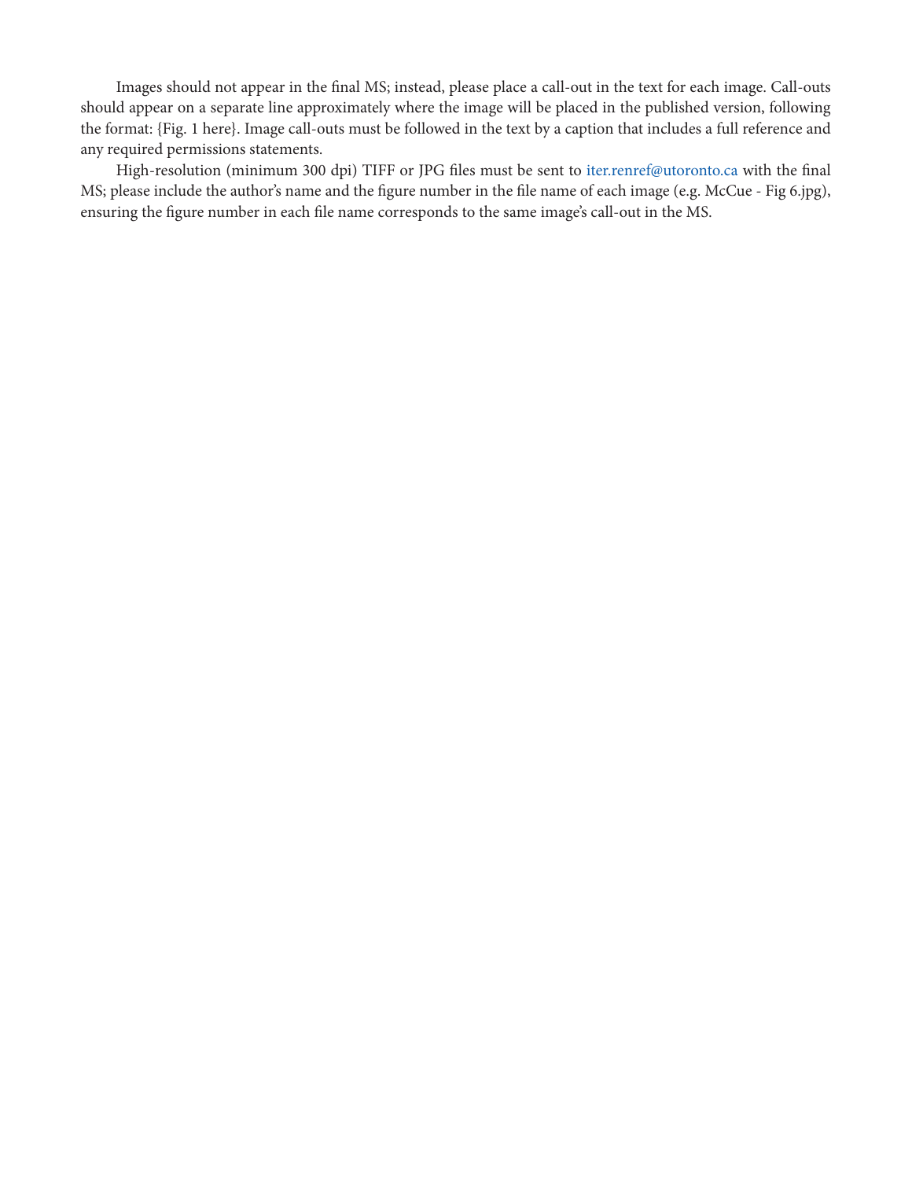Images should not appear in the final MS; instead, please place a call-out in the text for each image. Call-outs should appear on a separate line approximately where the image will be placed in the published version, following the format: {Fig. 1 here}. Image call-outs must be followed in the text by a caption that includes a full reference and any required permissions statements.

High-resolution (minimum 300 dpi) TIFF or JPG files must be sent to iter.renref@utoronto.ca with the final MS; please include the author's name and the figure number in the file name of each image (e.g. McCue - Fig 6.jpg), ensuring the figure number in each file name corresponds to the same image's call-out in the MS.